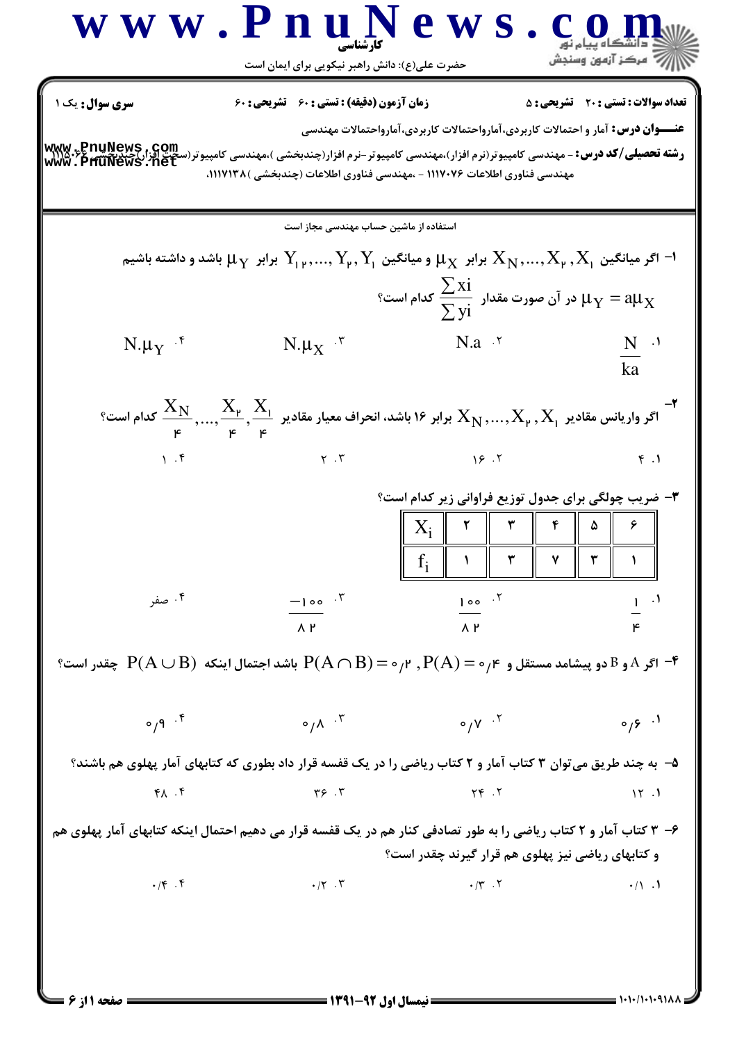**سری سوال:** یک ۱

**زمان آزمون (دقیقه) : تستی : ۶۰ تشریحی : ۶۰**

**تعداد سوالات : تستی : ۲۰ تشریحی : ۵**

**عنـــوان درس:** آمار و احتمالات کاربردی،آماراحتمالات کاربردی،آمارواحتمالات مهندسی

**رشته تحصیلی/کد درس:** - مهندسی کامپیوتر(نرم افزار)،مهندسی کامپیوتر-نرم افزار(چندبخشی )،مهندسی کامپیوتر(سخت افزار)(چندبخشی ) ۱۱۱۵۰۶۶ - ، مهندسی فناوری اطلاعات ۱۱۱۷۰۷۶ - ،مهندسی فناوری اطلاعات (چندبخشی )۱۱۱۷۱۳۸

استفاده از ماشین حساب مهندسی مجاز است

۱- اگر میانگین $X_1, X_2, ..., X_N$ برابر $\mu_X$ و میانگین $Y_1, Y_2, ..., Y_{12}$ برابر $\mu_Y$ باشد و داشته باشیم $\mu_Y = a\mu_X$ در آن صورت مقدار $\frac{\sum xi}{\sum yi}$ کدام است؟

۱. $\frac{N}{ka}$

۲. $N.a$

۳. $N.\mu_X$

۴. $N.\mu_Y$

۲- اگر واریانس مقادیر $X_1, X_2, ..., X_N$ برابر ۱۶ باشد، انحراف معیار مقادیر $\frac{X_1}{4}, \frac{X_2}{4}, ..., \frac{X_N}{4}$ کدام است؟

۱. ۴

۲. ۱۶

۳. ۲

۴. ۱

۳- ضریب چولگی برای جدول توزیع فراوانی زیر کدام است؟

| $X_i$ | ۲ | ۳ | ۴ | ۵ | ۶ |
|---|---|---|---|---|---|
| $f_i$ | ۱ | ۳ | ۷ | ۳ | ۱ |

۱. $\frac{1}{4}$

۲. $\frac{100}{82}$

۳. $\frac{-100}{82}$

۴. صفر

۴- اگر A و B دو پیشامد مستقل و $P(A) = 0/4$ , $P(A \cap B) = 0/2$ باشد احتمال اینکه $P(A \cup B)$ چقدر است؟

۱. ۰/۶

۲. ۰/۷

۳. ۰/۸

۴. ۰/۹

۵- به چند طریق می‌توان ۳ کتاب آمار و ۲ کتاب ریاضی را در یک قفسه قرار داد بطوری که کتابهای آمار پهلوی هم باشند؟

۱. ۱۲

۲. ۲۴

۳. ۳۶

۴. ۴۸

۶- ۳ کتاب آمار و ۲ کتاب ریاضی را به طور تصادفی کنار هم در یک قفسه قرار می دهیم احتمال اینکه کتابهای آمار پهلوی هم و کتابهای ریاضی نیز پهلوی هم قرار گیرند چقدر است؟

۱. ۰/۱

۲. ۰/۳

۳. ۰/۲

۴. ۰/۴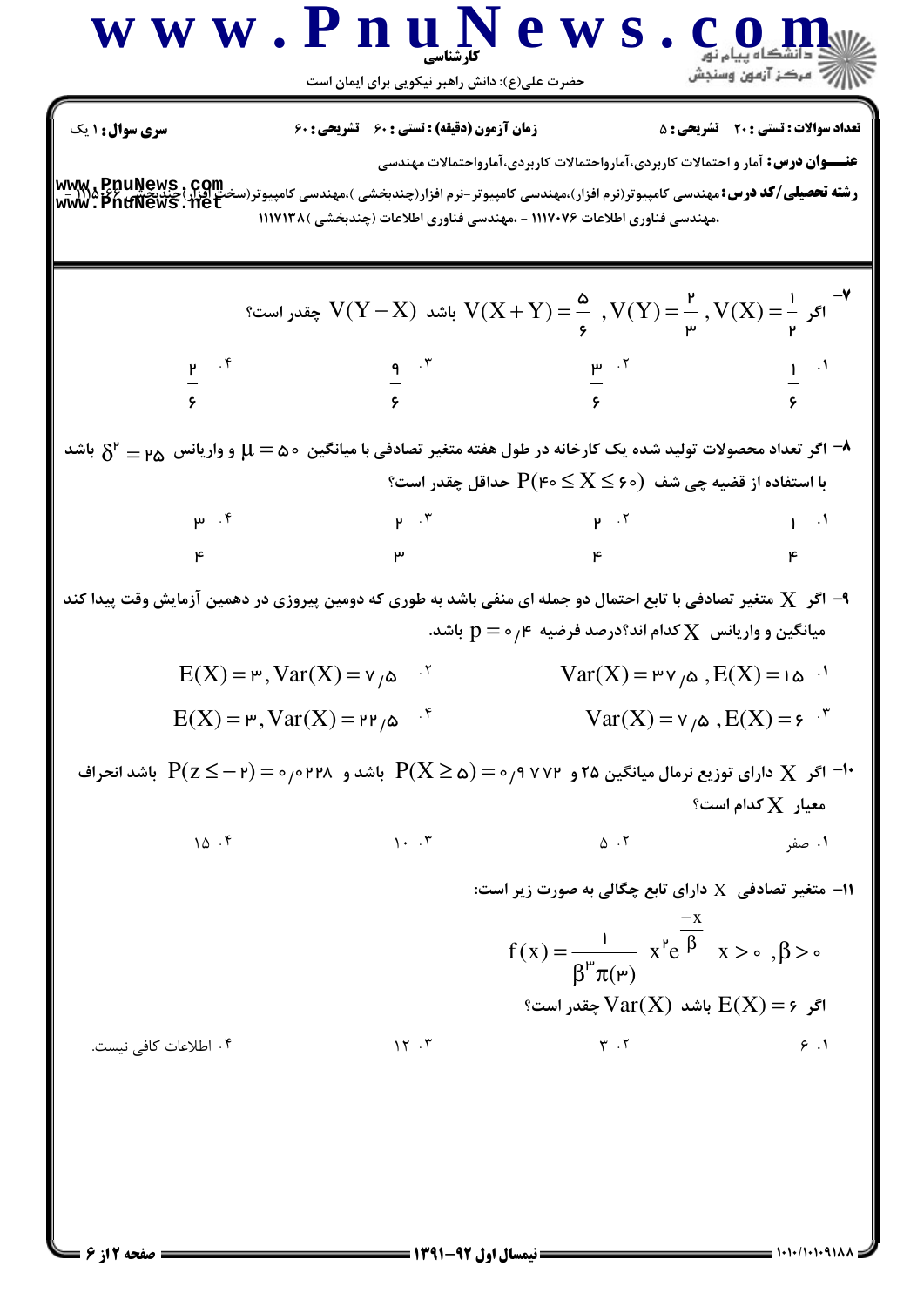**سری سوال:** ۱ یک

**زمان آزمون (دقیقه) : تستی :** ۶۰ **تشریحی :** ۶۰

**تعداد سوالات : تستی :** ۲۰ **تشریحی :** ۵

**عنـــوان درس:** آمار و احتمالات کاربردی،آمارواحتمالات کاربردی،آمارواحتمالات مهندسی

**رشته تحصیلی/کد درس:** مهندسی کامپیوتر(نرم افزار)،مهندسی کامپیوتر-نرم افزار(چندبخشی )،مهندسی کامپیوتر(سخت افزار)(چندبخشی )۱۱۱۵۰۶۶ - ،مهندسی فناوری اطلاعات ۱۱۱۷۰۷۶ - ،مهندسی فناوری اطلاعات (چندبخشی )۱۱۱۷۱۳۸

---

۷- اگر $V(X)=\frac{1}{2}\ ,V(Y)=\frac{2}{3}\ ,V(X+Y)=\frac{5}{6}$ باشد $V(Y-X)$ چقدر است؟

۱. $\frac{1}{6}$
۲. $\frac{3}{6}$
۳. $\frac{9}{6}$
۴. $\frac{2}{6}$

۸- اگر تعداد محصولات تولید شده یک کارخانه در طول هفته متغیر تصادفی با میانگین $\mu = 50$ و واریانس $\delta^2 = 25$ باشد با استفاده از قضیه چی شف $P(40 \leq X \leq 60)$ حداقل چقدر است؟

۱. $\frac{1}{4}$
۲. $\frac{2}{4}$
۳. $\frac{2}{3}$
۴. $\frac{3}{4}$

۹- اگر $X$ متغیر تصادفی با تابع احتمال دو جمله ای منفی باشد به طوری که دومین پیروزی در دهمین آزمایش وقت پیدا کند میانگین و واریانس $X$ کدام اند؟درصد فرضیه $p = 0/4$ باشد.

۱. $Var(X)=37/5\ ,E(X)=15$
۲. $E(X)=3, Var(X)=7/5$
۳. $Var(X)=7/5\ ,E(X)=6$
۴. $E(X)=3, Var(X)=22/5$

۱۰- اگر $X$ دارای توزیع نرمال میانگین ۲۵ و $P(X \geq 5)=0/9772$ باشد و $P(z \leq -2)=0/0228$ باشد انحراف معیار $X$ کدام است؟

۱. صفر
۲. ۵
۳. ۱۰
۴. ۱۵

۱۱- متغیر تصادفی $X$ دارای تابع چگالی به صورت زیر است:

$$f(x)=\frac{1}{\beta^3 \pi(3)}\ x^2 e^{\frac{-x}{\beta}} \quad x>0\ ,\beta>0$$

اگر $E(X)=6$ باشد $Var(X)$ چقدر است؟

۱. ۶
۲. ۳
۳. ۱۲
۴. اطلاعات کافی نیست.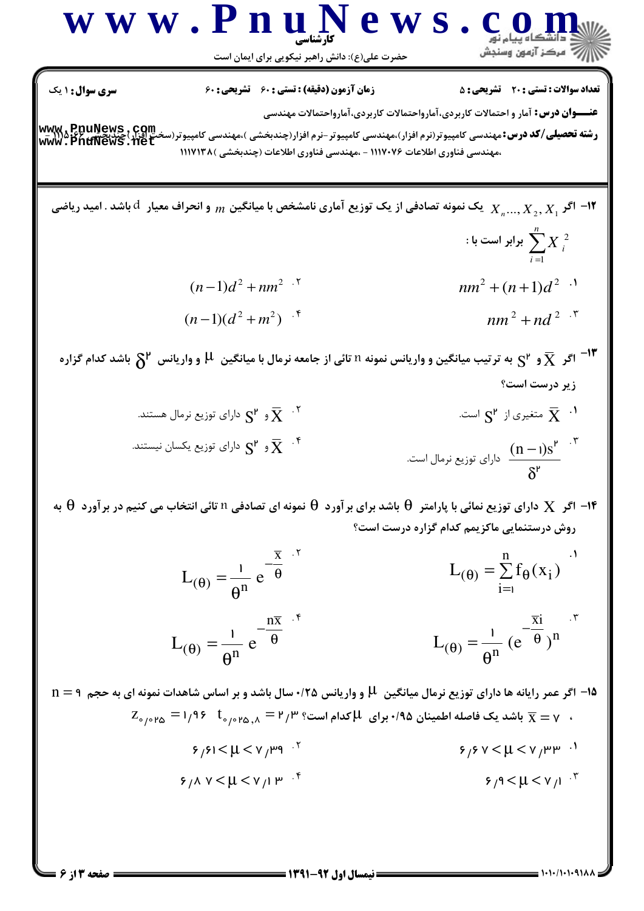**سری سؤال:** ۱ یک

**زمان آزمون (دقیقه) : تستی :** ۶۰ **تشریحی :** ۶۰

**تعداد سوالات : تستی :** ۲۰ **تشریحی :** ۵

**عنـــوان درس:** آمار و احتمالات کاربردی،آماروحتمالات کاربردی،آمارواحتمالات مهندسی

**رشته تحصیلی/کد درس:** مهندسی کامپیوتر(نرم افزار)،مهندسی کامپیوتر-نرم افزار(چندبخشی )،مهندسی کامپیوتر(سخت افزار)(چندبخشی )، ،مهندسی فناوری اطلاعات ۱۱۱۷۰۷۶ - ،مهندسی فناوری اطلاعات (چندبخشی )۱۱۱۷۱۳۸

۱۲- اگر $X_1, X_2, ..., X_n$ یک نمونه تصادفی از یک توزیع آماری نامشخص با میانگین $m$ و انحراف معیار $d$ باشد . امید ریاضی $\sum_{i=1}^{n} X_i^2$ برابر است با :

۱. $nm^2 + (n+1)d^2$

۲. $(n-1)d^2 + nm^2$

۳. $nm^2 + nd^2$

۴. $(n-1)(d^2 + m^2)$

۱۳- اگر $\overline{X}$ و $S^2$ به ترتیب میانگین و واریانس نمونه n تائی از جامعه نرمال با میانگین $\mu$ و واریانس $\delta^2$ باشد کدام گزاره زیر درست است؟

۱. $\overline{X}$ متغیری از $S^2$ است.

۲. $\overline{X}$ و $S^2$ دارای توزیع نرمال هستند.

۳. $\frac{(n-1)s^2}{\delta^2}$ دارای توزیع نرمال است.

۴. $\overline{X}$ و $S^2$ دارای توزیع یکسان نیستند.

۱۴- اگر X دارای توزیع نمائی با پارامتر $\theta$ باشد برای برآورد $\theta$ نمونه ای تصادفی n تائی انتخاب می کنیم در برآورد $\theta$ به روش درستنمایی ماکزیمم کدام گزاره درست است؟

۱. $L_{(\theta)} = \sum_{i=1}^{n} f_\theta(x_i)$

۲. $L_{(\theta)} = \frac{1}{\theta^n} e^{-\frac{\overline{x}}{\theta}}$

۳. $L_{(\theta)} = \frac{1}{\theta^n} (e^{-\frac{\overline{x}i}{\theta}})^n$

۴. $L_{(\theta)} = \frac{1}{\theta^n} e^{-\frac{n\overline{x}}{\theta}}$

۱۵- اگر عمر رایانه ها دارای توزیع نرمال میانگین $\mu$ و واریانس ۰/۲۵ سال باشد و بر اساس شاهدات نمونه ای به حجم $n = 9$ ، $\overline{x} = 7$ باشد یک فاصله اطمینان ۰/۹۵ برای $\mu$ کدام است؟ $t_{0/025,8} = 2/3$ $Z_{0/025} = 1/96$

۱. $6/67 < \mu < 7/33$

۲. $6/61 < \mu < 7/39$

۳. $6/9 < \mu < 7/1$

۴. $6/87 < \mu < 7/13$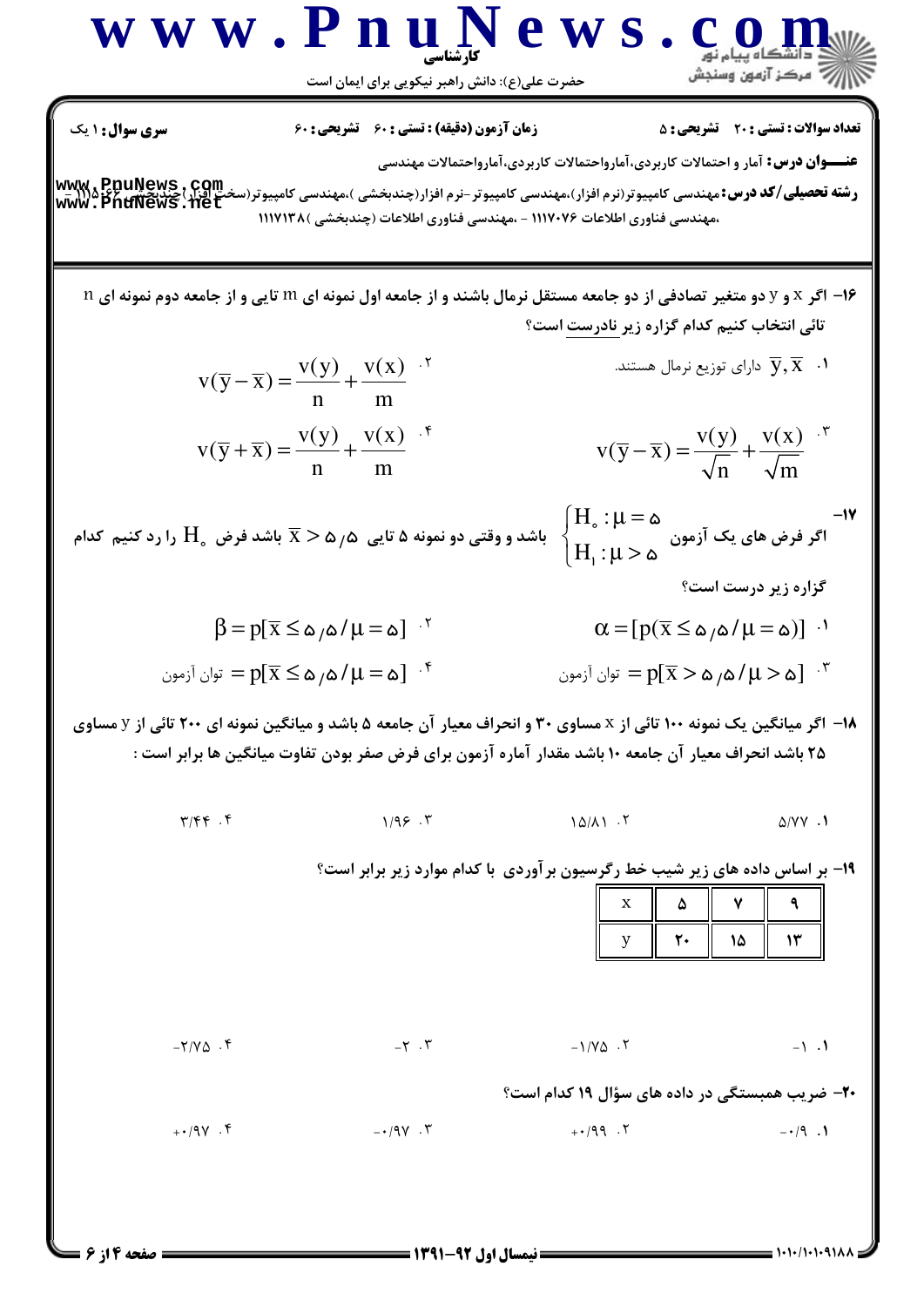**سری سوال:** ۱ یک

**زمان آزمون (دقیقه) : تستی : ۶۰ تشریحی : ۶۰**

**تعداد سوالات : تستی : ۲۰ تشریحی : ۵**

**عنـــوان درس:** آمار و احتمالات کاربردی،آمارواحتمالات کاربردی،آمارواحتمالات مهندسی

**رشته تحصیلی/کد درس:** مهندسی کامپیوتر(نرم افزار)،مهندسی کامپیوتر-نرم افزار(چندبخشی )،مهندسی کامپیوتر(سخت افزار)(چندبخشی )۱۱۱۵۰۰۶ - ،مهندسی فناوری اطلاعات ۱۱۱۷۰۷۶ - ،مهندسی فناوری اطلاعات (چندبخشی )۱۱۱۷۱۳۸

---

**۱۶-** اگر $x$ و $y$ دو متغیر تصادفی از دو جامعه مستقل نرمال باشند و از جامعه اول نمونه ای $m$ تایی و از جامعه دوم نمونه ای $n$ تائی انتخاب کنیم کدام گزاره زیر نادرست است؟

۱. $\bar{y}, \bar{x}$ دارای توزیع نرمال هستند.

۲. $v(\bar{y}-\bar{x}) = \dfrac{v(y)}{n} + \dfrac{v(x)}{m}$

۳. $v(\bar{y}-\bar{x}) = \dfrac{v(y)}{\sqrt{n}} + \dfrac{v(x)}{\sqrt{m}}$

۴. $v(\bar{y}+\bar{x}) = \dfrac{v(y)}{n} + \dfrac{v(x)}{m}$

**۱۷-** اگر فرض های یک آزمون $\begin{cases} H_0 : \mu = 5 \\ H_1 : \mu > 5 \end{cases}$ باشد و وقتی دو نمونه ۵ تایی $\bar{x} > 5/5$ باشد فرض $H_0$ را رد کنیم کدام گزاره زیر درست است؟

۱. $\alpha = [p(\bar{x} \le 5/5 / \mu = 5)]$

۲. $\beta = p[\bar{x} \le 5/5 / \mu = 5]$

۳. توان آزمون $= p[\bar{x} > 5/5 / \mu > 5]$

۴. توان آزمون $= p[\bar{x} \le 5/5 / \mu = 5]$

**۱۸-** اگر میانگین یک نمونه ۱۰۰ تائی از $x$ مساوی ۳۰ و انحراف معیار آن جامعه ۵ باشد و میانگین نمونه ای ۲۰۰ تائی از $y$ مساوی ۲۵ باشد انحراف معیار آن جامعه ۱۰ باشد مقدار آماره آزمون برای فرض صفر بودن تفاوت میانگین ها برابر است :

۱. ۵/۷۷

۲. ۱۵/۸۱

۳. ۱/۹۶

۴. ۳/۴۴

**۱۹-** بر اساس داده های زیر شیب خط رگرسیون برآوردی با کدام موارد زیر برابر است؟

| x | ۵ | ۷ | ۹ |
|---|---|---|---|
| y | ۲۰ | ۱۵ | ۱۳ |

۱. ۱-

۲. ۱/۷۵-

۳. ۲-

۴. ۲/۷۵-

**۲۰-** ضریب همبستگی در داده های سؤال ۱۹ کدام است؟

۱. ۰/۹-

۲. ۰/۹۹+

۳. ۰/۹۷-

۴. ۰/۹۷+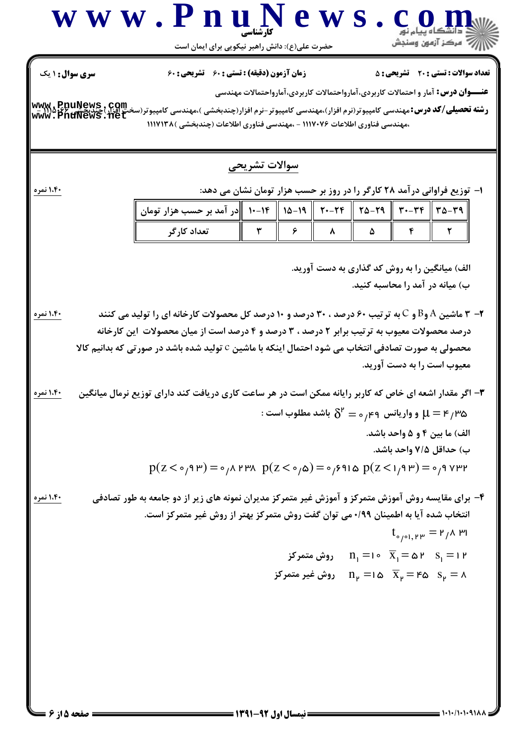**سری سوال:** ۱ یک

**زمان آزمون (دقیقه) : تستی : ۶۰ تشریحی : ۶۰**

**تعداد سوالات : تستی : ۲۰ تشریحی : ۵**

**عنـــوان درس:** آمار و احتمالات کاربردی،آماروحتمالات کاربردی،آمارواحتمالات مهندسی

**رشته تحصیلی/کد درس:** مهندسی کامپیوتر(نرم افزار)،مهندسی کامپیوتر-نرم افزار(چندبخشی )،مهندسی کامپیوتر(سخت افزار)(چندبخشی )۱۱۱۵۰۶۶ ،مهندسی فناوری اطلاعات ۱۱۱۷۰۷۶ - ،مهندسی فناوری اطلاعات (چندبخشی )۱۱۱۷۱۳۸

## سوالات تشریحی

۱- توزیع فراوانی درآمد ۲۸ کارگر را در روز بر حسب هزار تومان نشان می دهد: (۱،۴۰ نمره)

| در آمد بر حسب هزار تومان | ۱۰-۱۴ | ۱۵-۱۹ | ۲۰-۲۴ | ۲۵-۲۹ | ۳۰-۳۴ | ۳۵-۳۹ |
|---|---|---|---|---|---|---|
| تعداد کارگر | ۳ | ۶ | ۸ | ۵ | ۴ | ۲ |

الف) میانگین را به روش کد گذاری به دست آورید.

ب) میانه در آمد را محاسبه کنید.

۲- ۳ ماشین A و B و C به ترتیب ۶۰ درصد ، ۳۰ درصد و ۱۰ درصد کل محصولات کارخانه ای را تولید می کنند درصد محصولات معیوب به ترتیب برابر ۲ درصد ، ۳ درصد و ۴ درصد است از میان محصولات این کارخانه محصولی به صورت تصادفی انتخاب می شود احتمال اینکه با ماشین c تولید شده باشد در صورتی که بدانیم کالا معیوب است را به دست آورید. (۱،۴۰ نمره)

۳- اگر مقدار اشعه ای خاص که کاربر رایانه ممکن است در هر ساعت کاری دریافت کند دارای توزیع نرمال میانگین $\mu = 4/35$ و واریانس $\delta^2 = 0/49$ باشد مطلوب است : (۱،۴۰ نمره)

الف) ما بین ۴ و ۵ واحد باشد.

ب) حداقل ۷/۵ واحد باشد.

$$p(z < 0/93) = 0/8238 \quad p(z < 0/5) = 0/6915 \quad p(z < 1/93) = 0/9732$$

۴- برای مقایسه روش آموزش متمرکز و آموزش غیر متمرکز مدیران نمونه های زیر از دو جامعه به طور تصادفی انتخاب شده آیا به اطمینان ۰/۹۹ می توان گفت روش متمرکز بهتر از روش غیر متمرکز است. (۱،۴۰ نمره)

$$t_{0/01,23} = 2/831$$

روش متمرکز $n_1 = 10 \quad \overline{x}_1 = 52 \quad s_1 = 12$

روش غیر متمرکز $n_2 = 15 \quad \overline{x}_2 = 45 \quad s_2 = 8$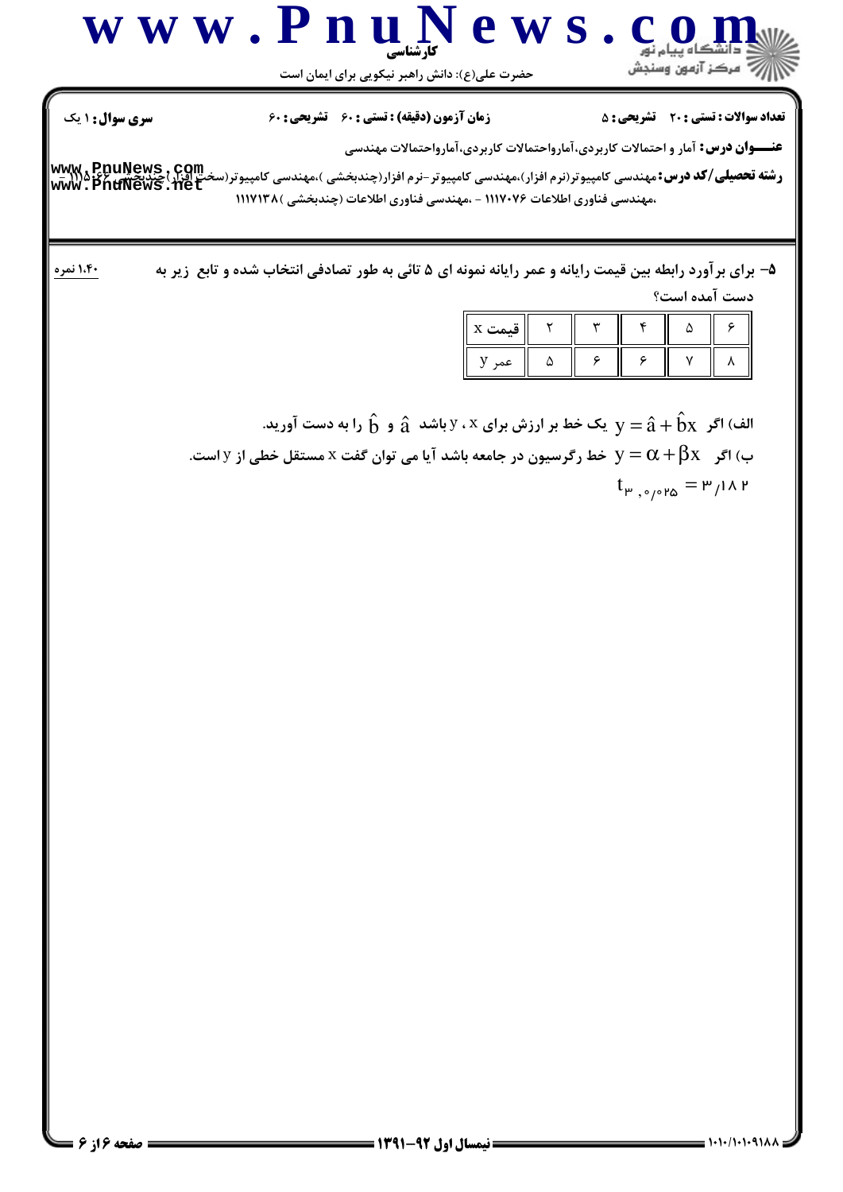**سری سوال:** ۱ یک | **زمان آزمون (دقیقه) : تستی :** ۶۰ **تشریحی :** ۶۰ | **تعداد سوالات : تستی :** ۲۰ **تشریحی :** ۵

**عنـــوان درس:** آمار و احتمالات کاربردی،آمارواحتمالات کاربردی،آمارواحتمالات مهندسی

**رشته تحصیلی/کد درس:** مهندسی کامپیوتر(نرم افزار)،مهندسی کامپیوتر-نرم افزار(چندبخشی )،مهندسی کامپیوتر(سخت افزار)(چندبخشی ۱۱۱۵۰۶۶ - ،مهندسی فناوری اطلاعات ۱۱۱۷۰۷۶ - ،مهندسی فناوری اطلاعات (چندبخشی )۱۱۱۷۱۳۸

۵- برای برآورد رابطه بین قیمت رایانه و عمر رایانه نمونه ای ۵ تائی به طور تصادفی انتخاب شده و تابع زیر به دست آمده است؟ **۱،۴۰ نمره**

| | | | | | |
|---|---|---|---|---|---|
| قیمت x | ۲ | ۳ | ۴ | ۵ | ۶ |
| عمر y | ۵ | ۶ | ۶ | ۷ | ۸ |

الف) اگر $y = \hat{a} + \hat{b}x$ یک خط بر ارزش برای $x$ ، $y$ باشد $\hat{a}$ و $\hat{b}$ را به دست آورید.

ب) اگر $y = \alpha + \beta x$ خط رگرسیون در جامعه باشد آیا می توان گفت $x$ مستقل خطی از $y$ است.

$t_{۳\ ,\ ۰/۰۲۵} = ۳/۱۸۲$